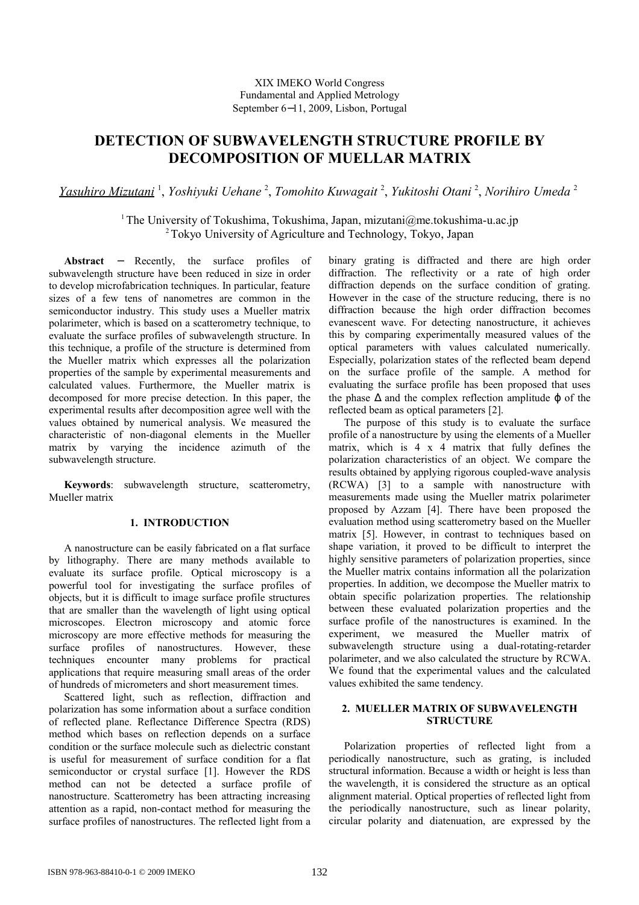XIX IMEKO World Congress
Fundamental and Applied Metrology
September 6−11, 2009, Lisbon, Portugal

# DETECTION OF SUBWAVELENGTH STRUCTURE PROFILE BY DECOMPOSITION OF MUELLAR MATRIX

*Yasuhiro Mizutani* [1], *Yoshiyuki Uehane* [2], *Tomohito Kuwagait* [2], *Yukitoshi Otani* [2], *Norihiro Umeda* [2]

[1] The University of Tokushima, Tokushima, Japan, mizutani@me.tokushima-u.ac.jp
[2] Tokyo University of Agriculture and Technology, Tokyo, Japan

**Abstract** − Recently, the surface profiles of subwavelength structure have been reduced in size in order to develop microfabrication techniques. In particular, feature sizes of a few tens of nanometres are common in the semiconductor industry. This study uses a Mueller matrix polarimeter, which is based on a scatterometry technique, to evaluate the surface profiles of subwavelength structure. In this technique, a profile of the structure is determined from the Mueller matrix which expresses all the polarization properties of the sample by experimental measurements and calculated values. Furthermore, the Mueller matrix is decomposed for more precise detection. In this paper, the experimental results after decomposition agree well with the values obtained by numerical analysis. We measured the characteristic of non-diagonal elements in the Mueller matrix by varying the incidence azimuth of the subwavelength structure.

**Keywords**: subwavelength structure, scatterometry, Mueller matrix

## 1. INTRODUCTION

A nanostructure can be easily fabricated on a flat surface by lithography. There are many methods available to evaluate its surface profile. Optical microscopy is a powerful tool for investigating the surface profiles of objects, but it is difficult to image surface profile structures that are smaller than the wavelength of light using optical microscopes. Electron microscopy and atomic force microscopy are more effective methods for measuring the surface profiles of nanostructures. However, these techniques encounter many problems for practical applications that require measuring small areas of the order of hundreds of micrometers and short measurement times.

Scattered light, such as reflection, diffraction and polarization has some information about a surface condition of reflected plane. Reflectance Difference Spectra (RDS) method which bases on reflection depends on a surface condition or the surface molecule such as dielectric constant is useful for measurement of surface condition for a flat semiconductor or crystal surface [1]. However the RDS method can not be detected a surface profile of nanostructure. Scatterometry has been attracting increasing attention as a rapid, non-contact method for measuring the surface profiles of nanostructures. The reflected light from a binary grating is diffracted and there are high order diffraction. The reflectivity or a rate of high order diffraction depends on the surface condition of grating. However in the case of the structure reducing, there is no diffraction because the high order diffraction becomes evanescent wave. For detecting nanostructure, it achieves this by comparing experimentally measured values of the optical parameters with values calculated numerically. Especially, polarization states of the reflected beam depend on the surface profile of the sample. A method for evaluating the surface profile has been proposed that uses the phase $\Delta$ and the complex reflection amplitude $\phi$ of the reflected beam as optical parameters [2].

The purpose of this study is to evaluate the surface profile of a nanostructure by using the elements of a Mueller matrix, which is 4 x 4 matrix that fully defines the polarization characteristics of an object. We compare the results obtained by applying rigorous coupled-wave analysis (RCWA) [3] to a sample with nanostructure with measurements made using the Mueller matrix polarimeter proposed by Azzam [4]. There have been proposed the evaluation method using scatterometry based on the Mueller matrix [5]. However, in contrast to techniques based on shape variation, it proved to be difficult to interpret the highly sensitive parameters of polarization properties, since the Mueller matrix contains information all the polarization properties. In addition, we decompose the Mueller matrix to obtain specific polarization properties. The relationship between these evaluated polarization properties and the surface profile of the nanostructures is examined. In the experiment, we measured the Mueller matrix of subwavelength structure using a dual-rotating-retarder polarimeter, and we also calculated the structure by RCWA. We found that the experimental values and the calculated values exhibited the same tendency.

## 2. MUELLER MATRIX OF SUBWAVELENGTH STRUCTURE

Polarization properties of reflected light from a periodically nanostructure, such as grating, is included structural information. Because a width or height is less than the wavelength, it is considered the structure as an optical alignment material. Optical properties of reflected light from the periodically nanostructure, such as linear polarity, circular polarity and diatenuation, are expressed by the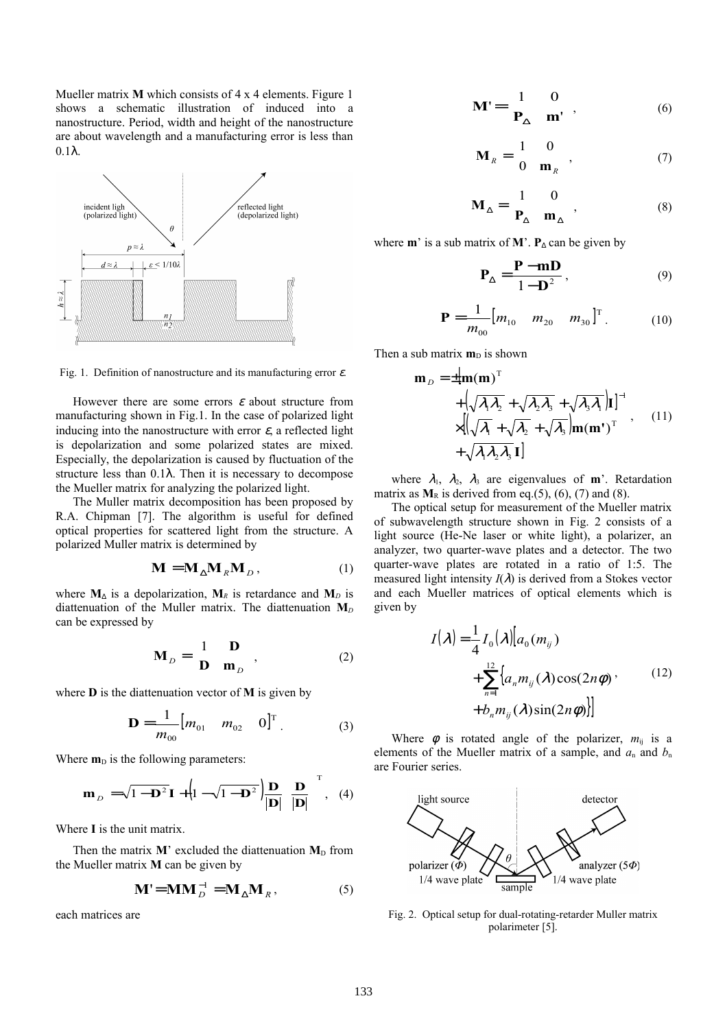Mueller matrix **M** which consists of 4 x 4 elements. Figure 1 shows a schematic illustration of induced into a nanostructure. Period, width and height of the nanostructure are about wavelength and a manufacturing error is less than 0.1λ.

Fig. 1. Definition of nanostructure and its manufacturing error $\varepsilon$.

However there are some errors $\varepsilon$ about structure from manufacturing shown in Fig.1. In the case of polarized light inducing into the nanostructure with error $\varepsilon$, a reflected light is depolarization and some polarized states are mixed. Especially, the depolarization is caused by fluctuation of the structure less than 0.1λ. Then it is necessary to decompose the Mueller matrix for analyzing the polarized light.

The Muller matrix decomposition has been proposed by R.A. Chipman [7]. The algorithm is useful for defined optical properties for scattered light from the structure. A polarized Muller matrix is determined by

$$\mathbf{M} = \mathbf{M}_{\Delta}\mathbf{M}_{R}\mathbf{M}_{D}, \tag{1}$$

where $\mathbf{M}_{\Delta}$ is a depolarization, $\mathbf{M}_{R}$ is retardance and $\mathbf{M}_{D}$ is diattenuation of the Muller matrix. The diattenuation $\mathbf{M}_{D}$ can be expressed by

$$\mathbf{M}_{D} = \begin{pmatrix} 1 & \mathbf{D} \\ \mathbf{D} & \mathbf{m}_{D} \end{pmatrix}, \tag{2}$$

where **D** is the diattenuation vector of **M** is given by

$$\mathbf{D} = \frac{1}{m_{00}}\begin{bmatrix} m_{01} & m_{02} & 0 \end{bmatrix}^{\mathrm{T}}. \tag{3}$$

Where $\mathbf{m}_{D}$ is the following parameters:

$$\mathbf{m}_{D} = \sqrt{1-\mathbf{D}^{2}}\,\mathbf{I} + \left(1-\sqrt{1-\mathbf{D}^{2}}\right)\frac{\mathbf{D}}{|\mathbf{D}|}\left(\frac{\mathbf{D}}{|\mathbf{D}|}\right)^{\mathrm{T}}, \tag{4}$$

Where **I** is the unit matrix.

Then the matrix **M**' excluded the diattenuation $\mathbf{M}_{D}$ from the Mueller matrix **M** can be given by

$$\mathbf{M'} = \mathbf{M}\mathbf{M}_{D}^{-1} = \mathbf{M}_{\Delta}\mathbf{M}_{R}, \tag{5}$$

each matrices are

$$\mathbf{M'} = \begin{pmatrix} 1 & 0 \\ \mathbf{P}_{\Delta} & \mathbf{m'} \end{pmatrix}, \tag{6}$$

$$\mathbf{M}_{R} = \begin{pmatrix} 1 & 0 \\ 0 & \mathbf{m}_{R} \end{pmatrix}, \tag{7}$$

$$\mathbf{M}_{\Delta} = \begin{pmatrix} 1 & 0 \\ \mathbf{P}_{\Delta} & \mathbf{m}_{\Delta} \end{pmatrix}, \tag{8}$$

where **m**' is a sub matrix of **M**'. $\mathbf{P}_{\Delta}$ can be given by

$$\mathbf{P}_{\Delta} = \frac{\mathbf{P}-\mathbf{m}\mathbf{D}}{1-\mathbf{D}^{2}}, \tag{9}$$

$$\mathbf{P} = \frac{1}{m_{00}}\begin{bmatrix} m_{10} & m_{20} & m_{30} \end{bmatrix}^{\mathrm{T}}. \tag{10}$$

Then a sub matrix $\mathbf{m}_{D}$ is shown

$$\begin{aligned}\mathbf{m}_{D} = \pm & \Big[\mathbf{m}(\mathbf{m})^{\mathrm{T}} \\ & + \left(\sqrt{\lambda_1\lambda_2} + \sqrt{\lambda_2\lambda_3} + \sqrt{\lambda_3\lambda_1}\right)\mathbf{I}\Big]^{-1} \\ & \times \Big[\left(\sqrt{\lambda_1} + \sqrt{\lambda_2} + \sqrt{\lambda_3}\right)\mathbf{m}(\mathbf{m'})^{\mathrm{T}} \\ & + \sqrt{\lambda_1\lambda_2\lambda_3}\,\mathbf{I}\Big]\end{aligned}, \tag{11}$$

where $\lambda_1$, $\lambda_2$, $\lambda_3$ are eigenvalues of **m**'. Retardation matrix as $\mathbf{M}_{R}$ is derived from eq.(5), (6), (7) and (8).

The optical setup for measurement of the Mueller matrix of subwavelength structure shown in Fig. 2 consists of a light source (He-Ne laser or white light), a polarizer, an analyzer, two quarter-wave plates and a detector. The two quarter-wave plates are rotated in a ratio of 1:5. The measured light intensity $I(\lambda)$ is derived from a Stokes vector and each Mueller matrices of optical elements which is given by

$$\begin{aligned}I(\lambda) = \frac{1}{4}I_{0}(\lambda)\Big[ & a_{0}(m_{ij}) \\ & + \sum_{n=1}^{12}\left\{a_{n}m_{ij}(\lambda)\cos(2n\phi)\right. \\ & \left. + b_{n}m_{ij}(\lambda)\sin(2n\phi)\right\}\Big]\end{aligned}, \tag{12}$$

Where $\phi$ is rotated angle of the polarizer, $m_{ij}$ is a elements of the Mueller matrix of a sample, and $a_n$ and $b_n$ are Fourier series.

Fig. 2. Optical setup for dual-rotating-retarder Muller matrix polarimeter [5].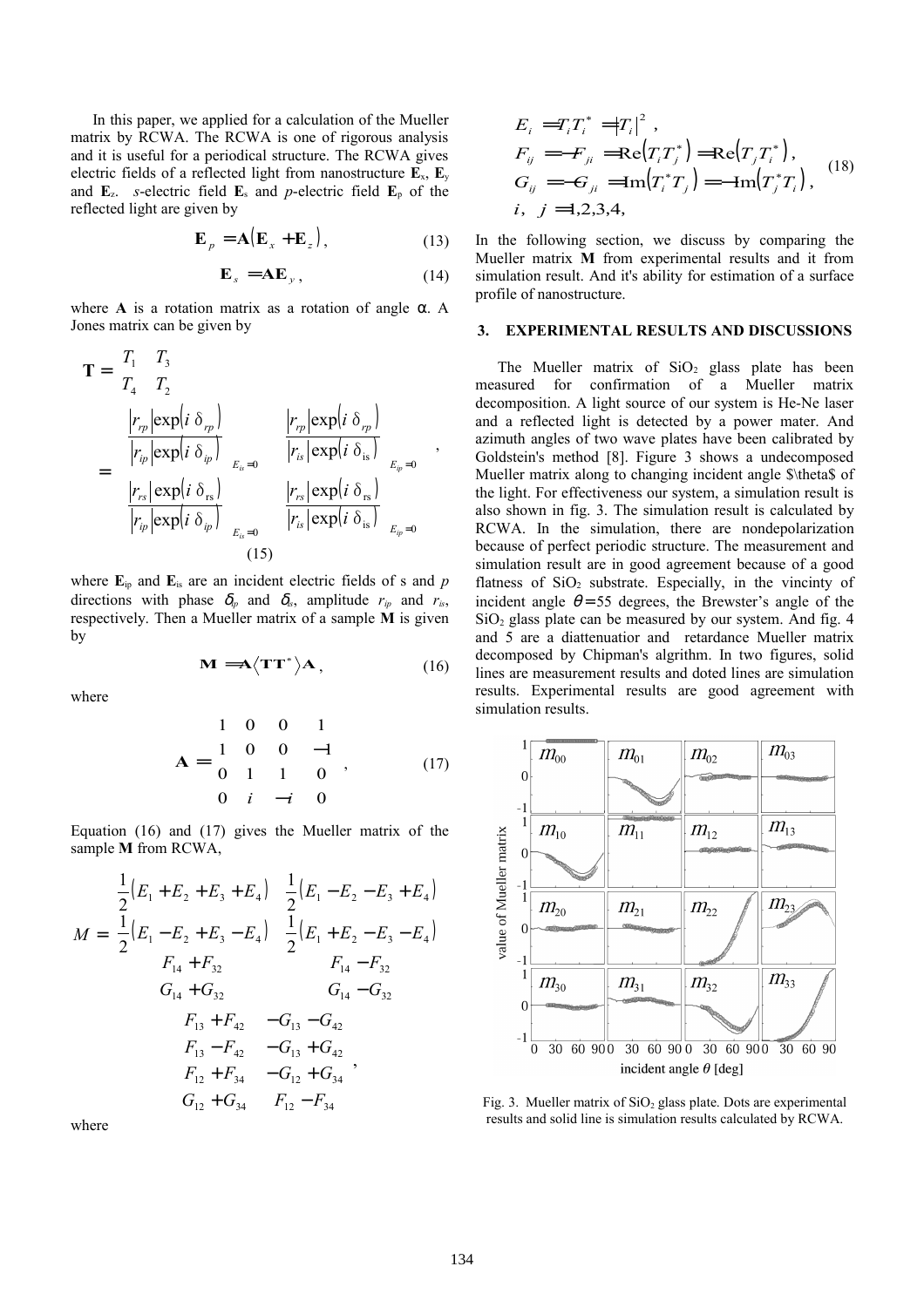In this paper, we applied for a calculation of the Mueller matrix by RCWA. The RCWA is one of rigorous analysis and it is useful for a periodical structure. The RCWA gives electric fields of a reflected light from nanostructure $\mathbf{E}_x$, $\mathbf{E}_y$ and $\mathbf{E}_z$. *s*-electric field $\mathbf{E}_s$ and *p*-electric field $\mathbf{E}_p$ of the reflected light are given by

$$\mathbf{E}_p = \mathbf{A}(\mathbf{E}_x + \mathbf{E}_z), \tag{13}$$

$$\mathbf{E}_s = \mathbf{A}\mathbf{E}_y, \tag{14}$$

where $\mathbf{A}$ is a rotation matrix as a rotation of angle $\alpha$. A Jones matrix can be given by

$$\mathbf{T} = \begin{pmatrix} T_1 & T_3 \\ T_4 & T_2 \end{pmatrix} = \begin{pmatrix} \left.\dfrac{|r_{rp}|\exp(i\,\delta_{rp})}{|r_{ip}|\exp(i\,\delta_{ip})}\right|_{E_{is}=0} & \left.\dfrac{|r_{rp}|\exp(i\,\delta_{rp})}{|r_{is}|\exp(i\,\delta_{is})}\right|_{E_{ip}=0} \\ \left.\dfrac{|r_{rs}|\exp(i\,\delta_{rs})}{|r_{ip}|\exp(i\,\delta_{ip})}\right|_{E_{is}=0} & \left.\dfrac{|r_{rs}|\exp(i\,\delta_{rs})}{|r_{is}|\exp(i\,\delta_{is})}\right|_{E_{ip}=0} \end{pmatrix}, \tag{15}$$

where $\mathbf{E}_{ip}$ and $\mathbf{E}_{is}$ are an incident electric fields of s and *p* directions with phase $\delta_p$ and $\delta_s$, amplitude $r_{ip}$ and $r_{is}$, respectively. Then a Mueller matrix of a sample $\mathbf{M}$ is given by

$$\mathbf{M} = \mathbf{A}\langle \mathbf{T}\mathbf{T}^* \rangle \mathbf{A}, \tag{16}$$

where

$$\mathbf{A} = \begin{pmatrix} 1 & 0 & 0 & 1 \\ 1 & 0 & 0 & -1 \\ 0 & 1 & 1 & 0 \\ 0 & i & -i & 0 \end{pmatrix}, \tag{17}$$

Equation (16) and (17) gives the Mueller matrix of the sample $\mathbf{M}$ from RCWA,

$$M = \begin{pmatrix} \frac{1}{2}(E_1+E_2+E_3+E_4) & \frac{1}{2}(E_1-E_2-E_3+E_4) & F_{13}+F_{42} & -G_{13}-G_{42} \\ \frac{1}{2}(E_1-E_2+E_3-E_4) & \frac{1}{2}(E_1+E_2-E_3-E_4) & F_{13}-F_{42} & -G_{13}+G_{42} \\ F_{14}+F_{32} & F_{14}-F_{32} & F_{12}+F_{34} & -G_{12}+G_{34} \\ G_{14}+G_{32} & G_{14}-G_{32} & G_{12}+G_{34} & F_{12}-F_{34} \end{pmatrix},$$

where

$$\begin{aligned} &E_i = T_i T_i^* = |T_i|^2, \\ &F_{ij} = F_{ji} = \mathrm{Re}(T_i T_j^*) = \mathrm{Re}(T_j T_i^*), \\ &G_{ij} = -G_{ji} = \mathrm{Im}(T_i^* T_j) = -\mathrm{Im}(T_j^* T_i), \\ &i,\ j = 1,2,3,4, \end{aligned} \tag{18}$$

In the following section, we discuss by comparing the Mueller matrix $\mathbf{M}$ from experimental results and it from simulation result. And it's ability for estimation of a surface profile of nanostructure.

## 3. EXPERIMENTAL RESULTS AND DISCUSSIONS

The Mueller matrix of $SiO_2$ glass plate has been measured for confirmation of a Mueller matrix decomposition. A light source of our system is He-Ne laser and a reflected light is detected by a power mater. And azimuth angles of two wave plates have been calibrated by Goldstein's method [8]. Figure 3 shows a undecomposed Mueller matrix along to changing incident angle $\theta$ of the light. For effectiveness our system, a simulation result is also shown in fig. 3. The simulation result is calculated by RCWA. In the simulation, there are nondepolarization because of perfect periodic structure. The measurement and simulation result are in good agreement because of a good flatness of $SiO_2$ substrate. Especially, in the vincinty of incident angle $\theta = 55$ degrees, the Brewster's angle of the $SiO_2$ glass plate can be measured by our system. And fig. 4 and 5 are a diattenuatior and retardance Mueller matrix decomposed by Chipman's algrithm. In two figures, solid lines are measurement results and doted lines are simulation results. Experimental results are good agreement with simulation results.

Fig. 3. Mueller matrix of $SiO_2$ glass plate. Dots are experimental results and solid line is simulation results calculated by RCWA.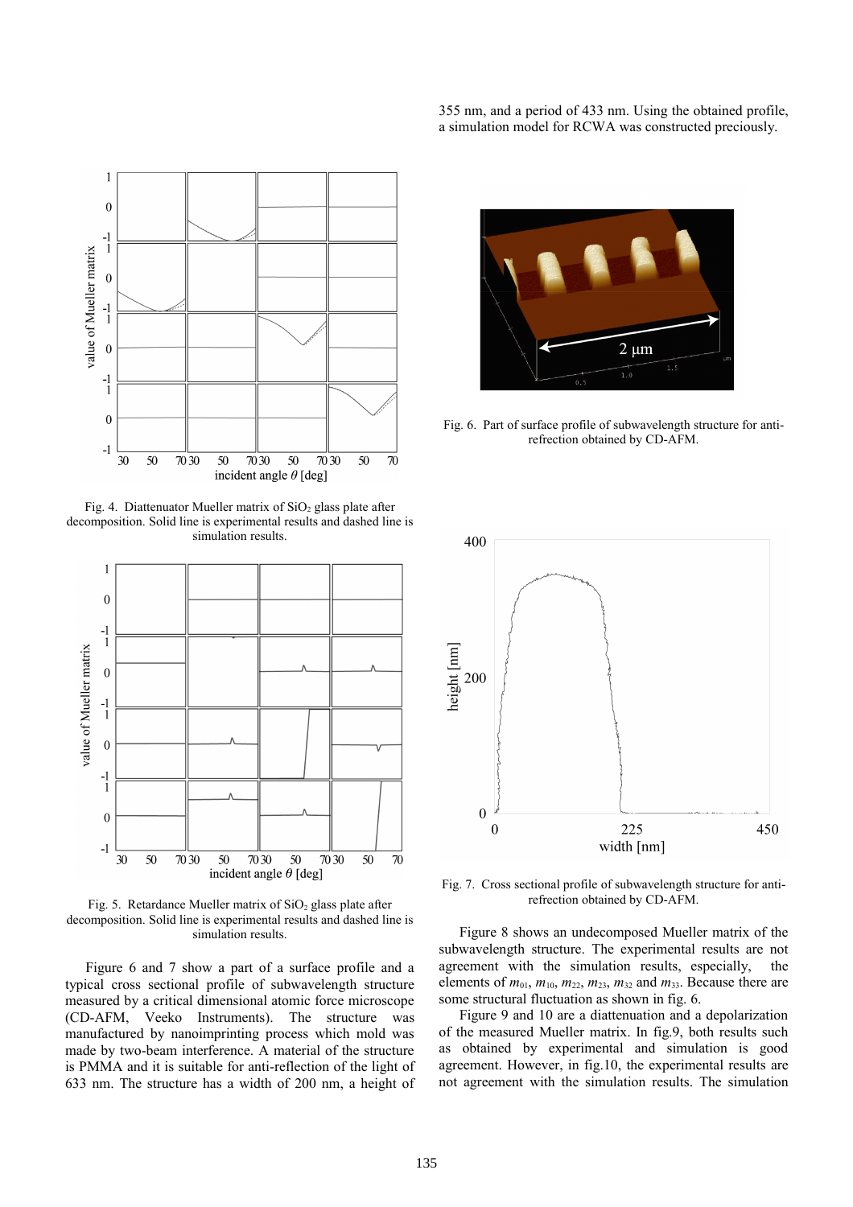355 nm, and a period of 433 nm. Using the obtained profile, a simulation model for RCWA was constructed preciously.

Fig. 4. Diattenuator Mueller matrix of $SiO_2$ glass plate after decomposition. Solid line is experimental results and dashed line is simulation results.

Fig. 5. Retardance Mueller matrix of $SiO_2$ glass plate after decomposition. Solid line is experimental results and dashed line is simulation results.

Figure 6 and 7 show a part of a surface profile and a typical cross sectional profile of subwavelength structure measured by a critical dimensional atomic force microscope (CD-AFM, Veeko Instruments). The structure was manufactured by nanoimprinting process which mold was made by two-beam interference. A material of the structure is PMMA and it is suitable for anti-reflection of the light of 633 nm. The structure has a width of 200 nm, a height of 355 nm, and a period of 433 nm.

Fig. 6. Part of surface profile of subwavelength structure for anti-refrection obtained by CD-AFM.

Fig. 7. Cross sectional profile of subwavelength structure for anti-refrection obtained by CD-AFM.

Figure 8 shows an undecomposed Mueller matrix of the subwavelength structure. The experimental results are not agreement with the simulation results, especially, the elements of $m_{01}$, $m_{10}$, $m_{22}$, $m_{23}$, $m_{32}$ and $m_{33}$. Because there are some structural fluctuation as shown in fig. 6.

Figure 9 and 10 are a diattenuation and a depolarization of the measured Mueller matrix. In fig.9, both results such as obtained by experimental and simulation is good agreement. However, in fig.10, the experimental results are not agreement with the simulation results. The simulation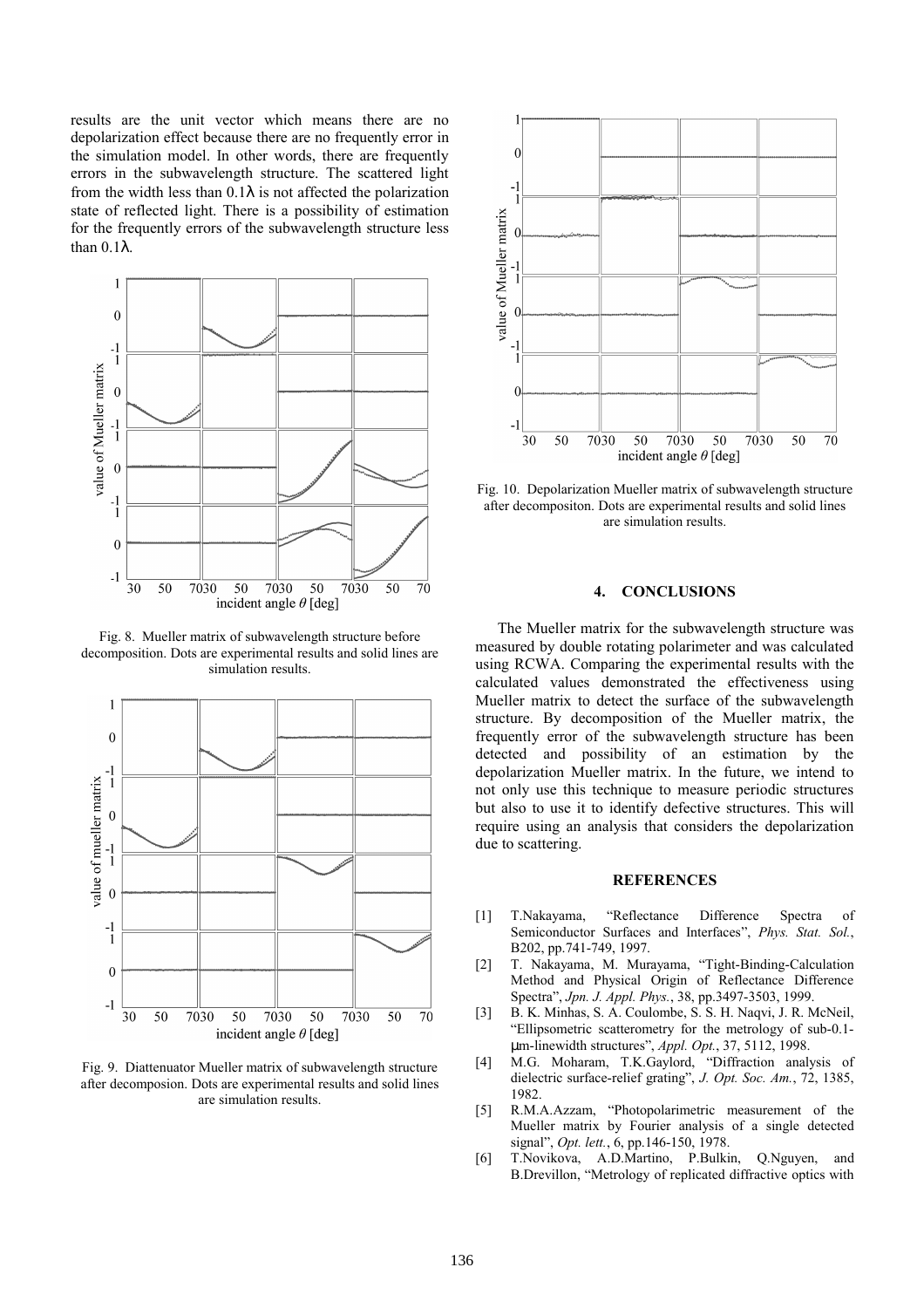results are the unit vector which means there are no depolarization effect because there are no frequently error in the simulation model. In other words, there are frequently errors in the subwavelength structure. The scattered light from the width less than 0.1λ is not affected the polarization state of reflected light. There is a possibility of estimation for the frequently errors of the subwavelength structure less than 0.1λ.

Fig. 8. Mueller matrix of subwavelength structure before decomposition. Dots are experimental results and solid lines are simulation results.

Fig. 9. Diattenuator Mueller matrix of subwavelength structure after decomposion. Dots are experimental results and solid lines are simulation results.

Fig. 10. Depolarization Mueller matrix of subwavelength structure after decompositon. Dots are experimental results and solid lines are simulation results.

## 4. CONCLUSIONS

The Mueller matrix for the subwavelength structure was measured by double rotating polarimeter and was calculated using RCWA. Comparing the experimental results with the calculated values demonstrated the effectiveness using Mueller matrix to detect the surface of the subwavelength structure. By decomposition of the Mueller matrix, the frequently error of the subwavelength structure has been detected and possibility of an estimation by the depolarization Mueller matrix. In the future, we intend to not only use this technique to measure periodic structures but also to use it to identify defective structures. This will require using an analysis that considers the depolarization due to scattering.

## REFERENCES

[1] T.Nakayama, "Reflectance Difference Spectra of Semiconductor Surfaces and Interfaces", *Phys. Stat. Sol.*, B202, pp.741-749, 1997.

[2] T. Nakayama, M. Murayama, "Tight-Binding-Calculation Method and Physical Origin of Reflectance Difference Spectra", *Jpn. J. Appl. Phys.*, 38, pp.3497-3503, 1999.

[3] B. K. Minhas, S. A. Coulombe, S. S. H. Naqvi, J. R. McNeil, "Ellipsometric scatterometry for the metrology of sub-0.1-μm-linewidth structures", *Appl. Opt.*, 37, 5112, 1998.

[4] M.G. Moharam, T.K.Gaylord, "Diffraction analysis of dielectric surface-relief grating", *J. Opt. Soc. Am.*, 72, 1385, 1982.

[5] R.M.A.Azzam, "Photopolarimetric measurement of the Mueller matrix by Fourier analysis of a single detected signal", *Opt. lett.*, 6, pp.146-150, 1978.

[6] T.Novikova, A.D.Martino, P.Bulkin, Q.Nguyen, and B.Drevillon, "Metrology of replicated diffractive optics with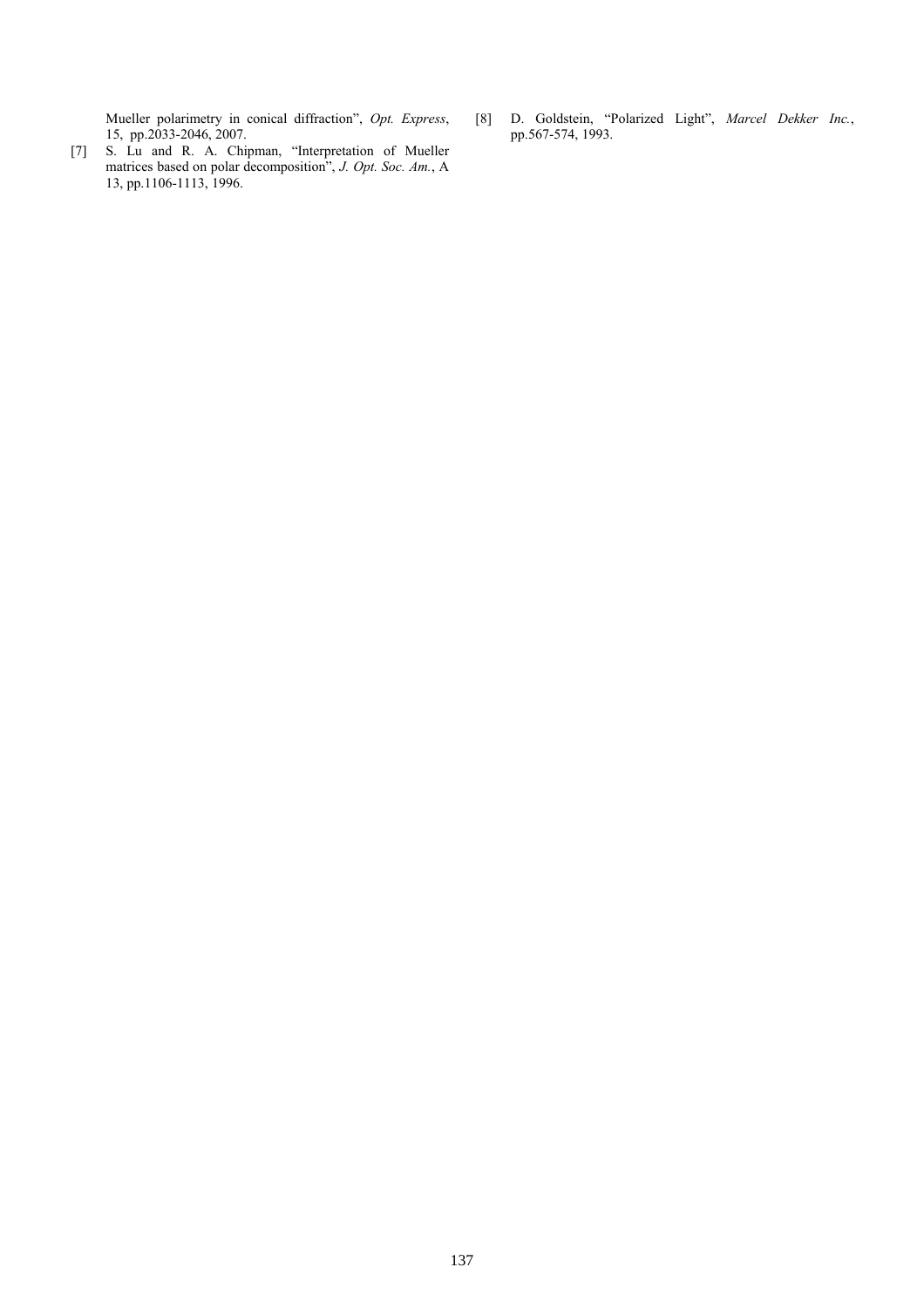Mueller polarimetry in conical diffraction", *Opt. Express*, 15, pp.2033-2046, 2007.

[7] S. Lu and R. A. Chipman, "Interpretation of Mueller matrices based on polar decomposition", *J. Opt. Soc. Am.*, A 13, pp.1106-1113, 1996.

[8] D. Goldstein, "Polarized Light", *Marcel Dekker Inc.*, pp.567-574, 1993.